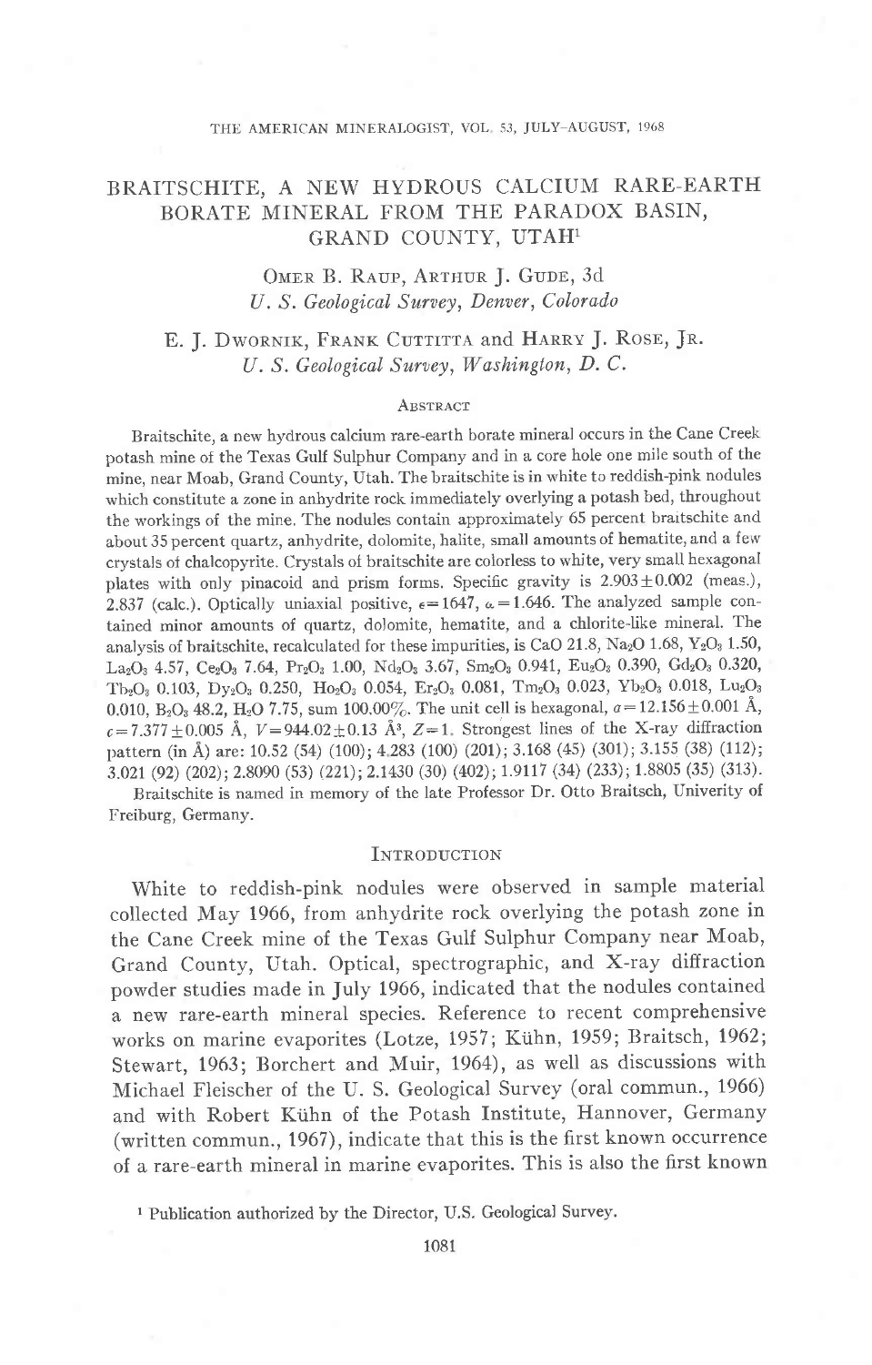# BRAITSCHITE, A NEW HYDROUS CALCIUM RARE-EARTH BORATE MINERAL FROM THE PARADOX BASIN, GRAND COUNTY, UTAH[1]

OMER B. RAUP, ARTHUR J. GUDE, 3d
*U. S. Geological Survey, Denver, Colorado*

E. J. DWORNIK, FRANK CUTTITTA and HARRY J. ROSE, JR.
*U. S. Geological Survey, Washington, D. C.*

## ABSTRACT

Braitschite, a new hydrous calcium rare-earth borate mineral occurs in the Cane Creek potash mine of the Texas Gulf Sulphur Company and in a core hole one mile south of the mine, near Moab, Grand County, Utah. The braitschite is in white to reddish-pink nodules which constitute a zone in anhydrite rock immediately overlying a potash bed, throughout the workings of the mine. The nodules contain approximately 65 percent braitschite and about 35 percent quartz, anhydrite, dolomite, halite, small amounts of hematite, and a few crystals of chalcopyrite. Crystals of braitschite are colorless to white, very small hexagonal plates with only pinacoid and prism forms. Specific gravity is $2.903 \pm 0.002$ (meas.), 2.837 (calc.). Optically uniaxial positive, $\epsilon = 1647$, $\omega = 1.646$. The analyzed sample contained minor amounts of quartz, dolomite, hematite, and a chlorite-like mineral. The analysis of braitschite, recalculated for these impurities, is CaO 21.8, $Na_2O$ 1.68, $Y_2O_3$ 1.50, $La_2O_3$ 4.57, $Ce_2O_3$ 7.64, $Pr_2O_3$ 1.00, $Nd_2O_3$ 3.67, $Sm_2O_3$ 0.941, $Eu_2O_3$ 0.390, $Gd_2O_3$ 0.320, $Tb_2O_3$ 0.103, $Dy_2O_3$ 0.250, $Ho_2O_3$ 0.054, $Er_2O_3$ 0.081, $Tm_2O_3$ 0.023, $Yb_2O_3$ 0.018, $Lu_2O_3$ 0.010, $B_2O_3$ 48.2, $H_2O$ 7.75, sum 100.00%. The unit cell is hexagonal, $a = 12.156 \pm 0.001$ Å, $c = 7.377 \pm 0.005$ Å, $V = 944.02 \pm 0.13$ Å$^3$, $Z = 1$. Strongest lines of the X-ray diffraction pattern (in Å) are: 10.52 (54) (100); 4.283 (100) (201); 3.168 (45) (301); 3.155 (38) (112); 3.021 (92) (202); 2.8090 (53) (221); 2.1430 (30) (402); 1.9117 (34) (233); 1.8805 (35) (313).

Braitschite is named in memory of the late Professor Dr. Otto Braitsch, Univerity of Freiburg, Germany.

## INTRODUCTION

White to reddish-pink nodules were observed in sample material collected May 1966, from anhydrite rock overlying the potash zone in the Cane Creek mine of the Texas Gulf Sulphur Company near Moab, Grand County, Utah. Optical, spectrographic, and X-ray diffraction powder studies made in July 1966, indicated that the nodules contained a new rare-earth mineral species. Reference to recent comprehensive works on marine evaporites (Lotze, 1957; Kühn, 1959; Braitsch, 1962; Stewart, 1963; Borchert and Muir, 1964), as well as discussions with Michael Fleischer of the U. S. Geological Survey (oral commun., 1966) and with Robert Kühn of the Potash Institute, Hannover, Germany (written commun., 1967), indicate that this is the first known occurrence of a rare-earth mineral in marine evaporites. This is also the first known

[1] Publication authorized by the Director, U.S. Geological Survey.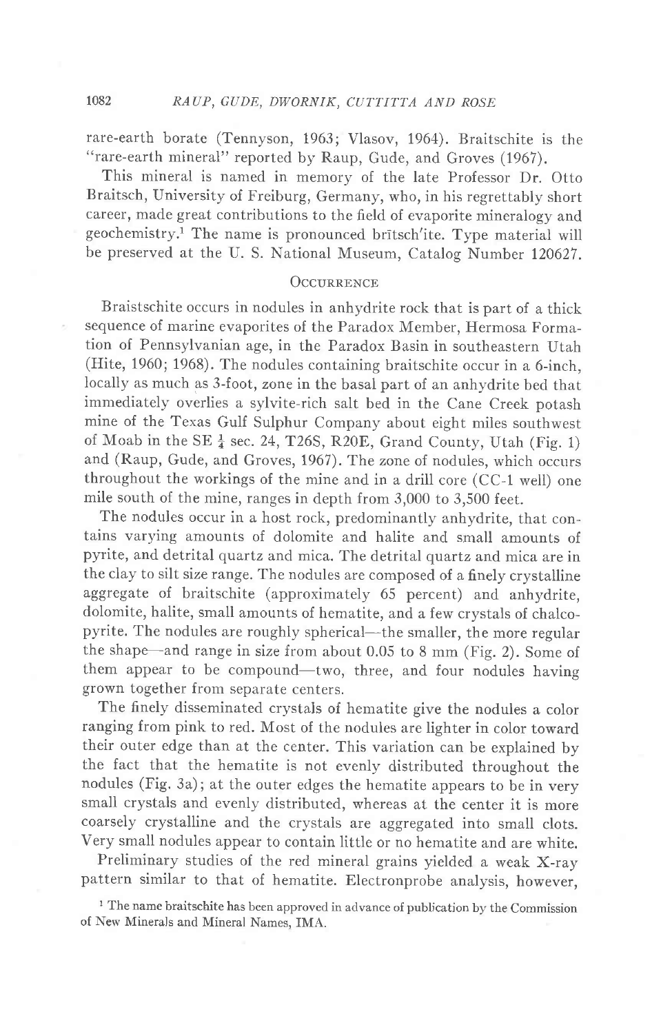rare-earth borate (Tennyson, 1963; Vlasov, 1964). Braitschite is the "rare-earth mineral" reported by Raup, Gude, and Groves (1967).

This mineral is named in memory of the late Professor Dr. Otto Braitsch, University of Freiburg, Germany, who, in his regrettably short career, made great contributions to the field of evaporite mineralogy and geochemistry.[1] The name is pronounced brītsch′ite. Type material will be preserved at the U. S. National Museum, Catalog Number 120627.

## Occurrence

Braistschite occurs in nodules in anhydrite rock that is part of a thick sequence of marine evaporites of the Paradox Member, Hermosa Formation of Pennsylvanian age, in the Paradox Basin in southeastern Utah (Hite, 1960; 1968). The nodules containing braitschite occur in a 6-inch, locally as much as 3-foot, zone in the basal part of an anhydrite bed that immediately overlies a sylvite-rich salt bed in the Cane Creek potash mine of the Texas Gulf Sulphur Company about eight miles southwest of Moab in the SE $\frac{1}{4}$ sec. 24, T26S, R20E, Grand County, Utah (Fig. 1) and (Raup, Gude, and Groves, 1967). The zone of nodules, which occurs throughout the workings of the mine and in a drill core (CC-1 well) one mile south of the mine, ranges in depth from 3,000 to 3,500 feet.

The nodules occur in a host rock, predominantly anhydrite, that contains varying amounts of dolomite and halite and small amounts of pyrite, and detrital quartz and mica. The detrital quartz and mica are in the clay to silt size range. The nodules are composed of a finely crystalline aggregate of braitschite (approximately 65 percent) and anhydrite, dolomite, halite, small amounts of hematite, and a few crystals of chalcopyrite. The nodules are roughly spherical—the smaller, the more regular the shape—and range in size from about 0.05 to 8 mm (Fig. 2). Some of them appear to be compound—two, three, and four nodules having grown together from separate centers.

The finely disseminated crystals of hematite give the nodules a color ranging from pink to red. Most of the nodules are lighter in color toward their outer edge than at the center. This variation can be explained by the fact that the hematite is not evenly distributed throughout the nodules (Fig. 3a); at the outer edges the hematite appears to be in very small crystals and evenly distributed, whereas at the center it is more coarsely crystalline and the crystals are aggregated into small clots. Very small nodules appear to contain little or no hematite and are white.

Preliminary studies of the red mineral grains yielded a weak X-ray pattern similar to that of hematite. Electronprobe analysis, however,

[1] The name braitschite has been approved in advance of publication by the Commission of New Minerals and Mineral Names, IMA.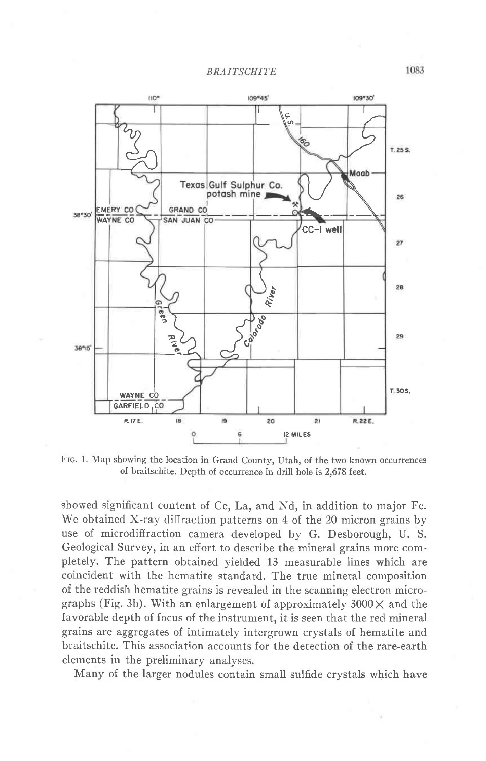FIG. 1. Map showing the location in Grand County, Utah, of the two known occurrences of braitschite. Depth of occurrence in drill hole is 2,678 feet.

showed significant content of Ce, La, and Nd, in addition to major Fe. We obtained X-ray diffraction patterns on 4 of the 20 micron grains by use of microdiffraction camera developed by G. Desborough, U. S. Geological Survey, in an effort to describe the mineral grains more completely. The pattern obtained yielded 13 measurable lines which are coincident with the hematite standard. The true mineral composition of the reddish hematite grains is revealed in the scanning electron micrographs (Fig. 3b). With an enlargement of approximately 3000× and the favorable depth of focus of the instrument, it is seen that the red mineral grains are aggregates of intimately intergrown crystals of hematite and braitschite. This association accounts for the detection of the rare-earth elements in the preliminary analyses.

Many of the larger nodules contain small sulfide crystals which have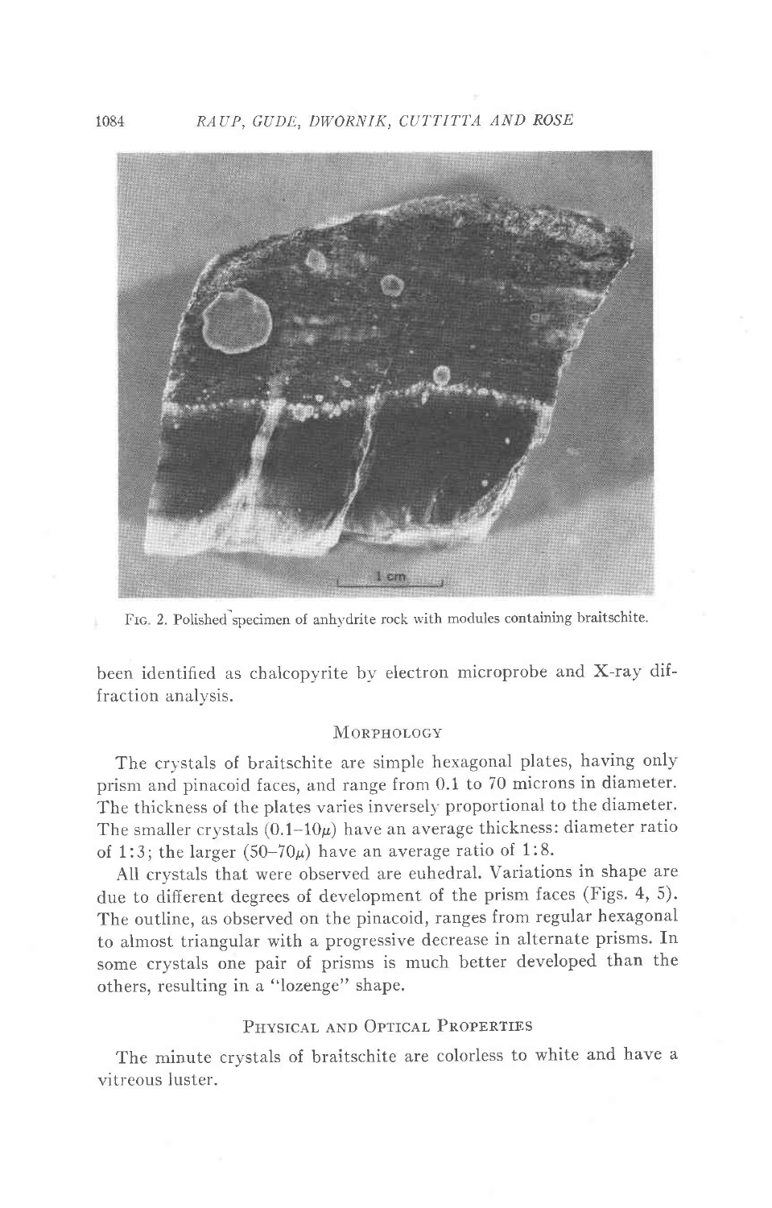FIG. 2. Polished specimen of anhydrite rock with modules containing braitschite.

been identified as chalcopyrite by electron microprobe and X-ray diffraction analysis.

## MORPHOLOGY

The crystals of braitschite are simple hexagonal plates, having only prism and pinacoid faces, and range from 0.1 to 70 microns in diameter. The thickness of the plates varies inversely proportional to the diameter. The smaller crystals (0.1–10$\mu$) have an average thickness: diameter ratio of 1:3; the larger (50–70$\mu$) have an average ratio of 1:8.

All crystals that were observed are euhedral. Variations in shape are due to different degrees of development of the prism faces (Figs. 4, 5). The outline, as observed on the pinacoid, ranges from regular hexagonal to almost triangular with a progressive decrease in alternate prisms. In some crystals one pair of prisms is much better developed than the others, resulting in a "lozenge" shape.

## PHYSICAL AND OPTICAL PROPERTIES

The minute crystals of braitschite are colorless to white and have a vitreous luster.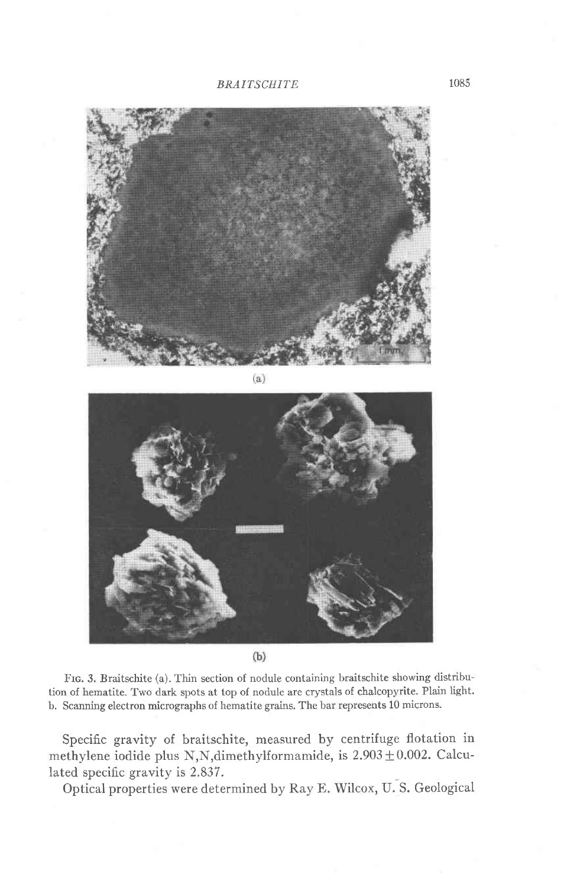(a)

(b)

FIG. 3. Braitschite (a). Thin section of nodule containing braitschite showing distribution of hematite. Two dark spots at top of nodule are crystals of chalcopyrite. Plain light. b. Scanning electron micrographs of hematite grains. The bar represents 10 microns.

Specific gravity of braitschite, measured by centrifuge flotation in methylene iodide plus N,N,dimethylformamide, is $2.903 \pm 0.002$. Calculated specific gravity is 2.837.

Optical properties were determined by Ray E. Wilcox, U. S. Geological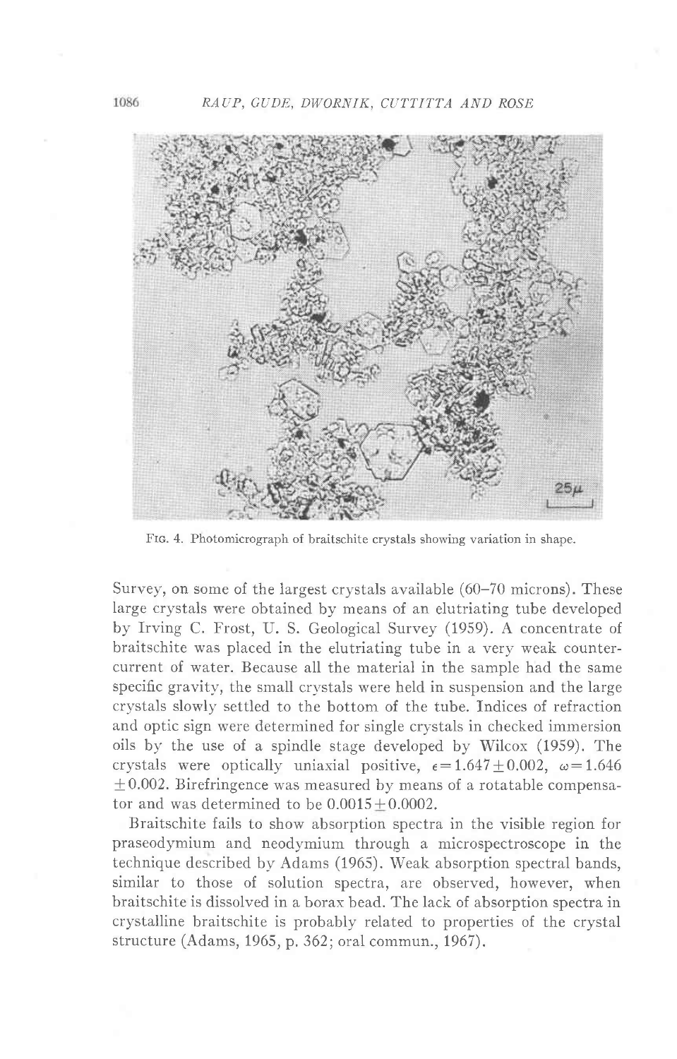FIG. 4. Photomicrograph of braitschite crystals showing variation in shape.

Survey, on some of the largest crystals available (60–70 microns). These large crystals were obtained by means of an elutriating tube developed by Irving C. Frost, U. S. Geological Survey (1959). A concentrate of braitschite was placed in the elutriating tube in a very weak countercurrent of water. Because all the material in the sample had the same specific gravity, the small crystals were held in suspension and the large crystals slowly settled to the bottom of the tube. Indices of refraction and optic sign were determined for single crystals in checked immersion oils by the use of a spindle stage developed by Wilcox (1959). The crystals were optically uniaxial positive, $\epsilon = 1.647 \pm 0.002$, $\omega = 1.646 \pm 0.002$. Birefringence was measured by means of a rotatable compensator and was determined to be $0.0015 \pm 0.0002$.

Braitschite fails to show absorption spectra in the visible region for praseodymium and neodymium through a microspectroscope in the technique described by Adams (1965). Weak absorption spectral bands, similar to those of solution spectra, are observed, however, when braitschite is dissolved in a borax bead. The lack of absorption spectra in crystalline braitschite is probably related to properties of the crystal structure (Adams, 1965, p. 362; oral commun., 1967).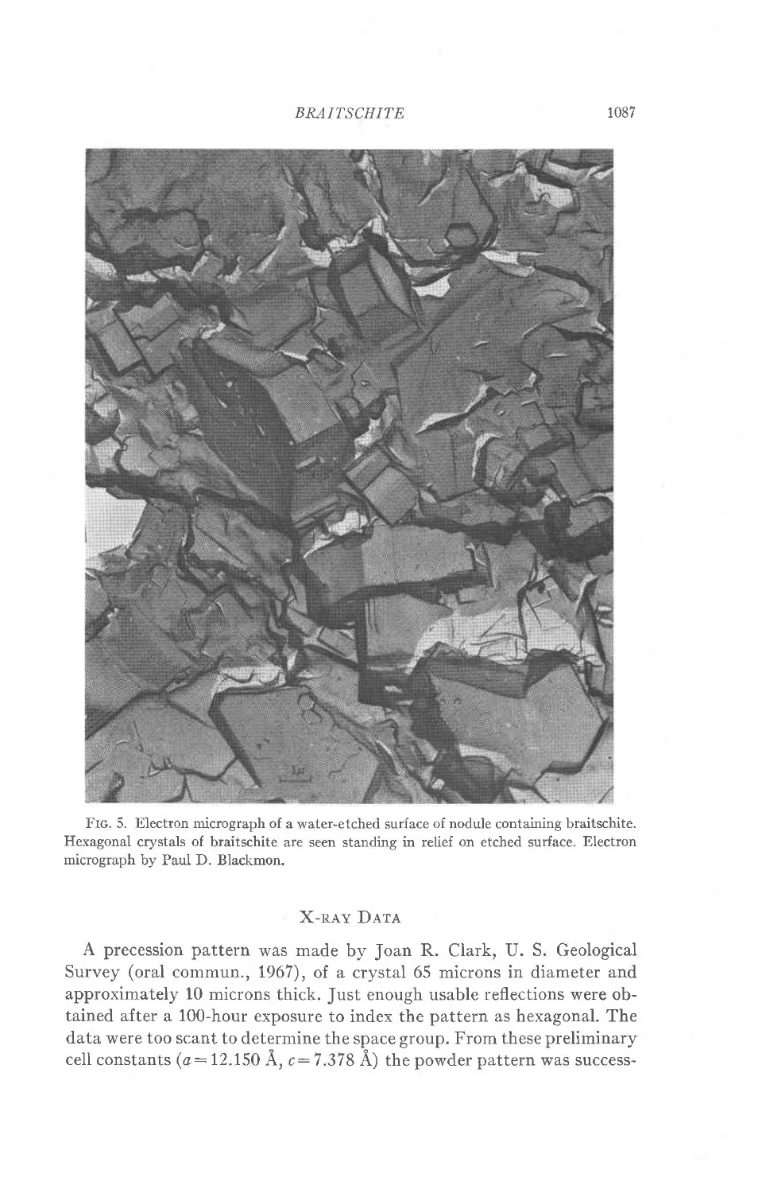Fig. 5. Electron micrograph of a water-etched surface of nodule containing braitschite. Hexagonal crystals of braitschite are seen standing in relief on etched surface. Electron micrograph by Paul D. Blackmon.

## X-ray Data

A precession pattern was made by Joan R. Clark, U. S. Geological Survey (oral commun., 1967), of a crystal 65 microns in diameter and approximately 10 microns thick. Just enough usable reflections were obtained after a 100-hour exposure to index the pattern as hexagonal. The data were too scant to determine the space group. From these preliminary cell constants ($a = 12.150$ Å, $c = 7.378$ Å) the powder pattern was success-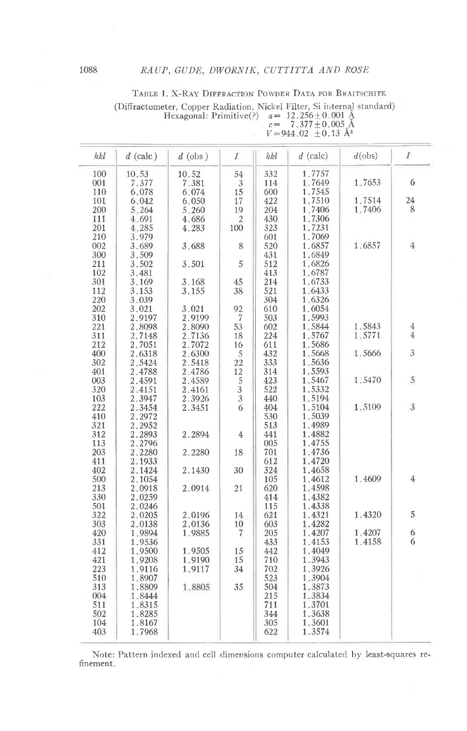TABLE 1. X-RAY DIFFRACTION POWDER DATA FOR BRAITSCHITE

(Diffractometer, Copper Radiation, Nickel Filter, Si internal standard)
Hexagonal: Primitive(?) $a = 12.256 \pm 0.001$ Å
$c = 7.377 \pm 0.005$ Å
$V = 944.02 \pm 0.13$ Å$^3$

| *hkl* | *d* (calc) | *d* (obs) | *I* | *hkl* | *d* (calc) | *d*(obs) | *I* |
|---|---|---|---|---|---|---|---|
| 100 | 10.53 | 10.52 | 54 | 332 | 1.7757 | | |
| 001 | 7.377 | 7.381 | 3 | 114 | 1.7649 | 1.7653 | 6 |
| 110 | 6.078 | 6.074 | 15 | 600 | 1.7545 | | |
| 101 | 6.042 | 6.050 | 17 | 422 | 1.7510 | 1.7514 | 24 |
| 200 | 5.264 | 5.260 | 19 | 204 | 1.7406 | 1.7406 | 8 |
| 111 | 4.691 | 4.686 | 2 | 430 | 1.7306 | | |
| 201 | 4.285 | 4.283 | 100 | 323 | 1.7231 | | |
| 210 | 3.979 | | | 601 | 1.7069 | | |
| 002 | 3.689 | 3.688 | 8 | 520 | 1.6857 | 1.6857 | 4 |
| 300 | 3.509 | | | 431 | 1.6849 | | |
| 211 | 3.502 | 3.501 | 5 | 512 | 1.6826 | | |
| 102 | 3.481 | | | 413 | 1.6787 | | |
| 301 | 3.169 | 3.168 | 45 | 214 | 1.6733 | | |
| 112 | 3.153 | 3.155 | 38 | 521 | 1.6433 | | |
| 220 | 3.039 | | | 304 | 1.6326 | | |
| 202 | 3.021 | 3.021 | 92 | 610 | 1.6054 | | |
| 310 | 2.9197 | 2.9199 | 7 | 503 | 1.5993 | | |
| 221 | 2.8098 | 2.8090 | 53 | 602 | 1.5844 | 1.5843 | 4 |
| 311 | 2.7148 | 2.7136 | 18 | 224 | 1.5767 | 1.5771 | 4 |
| 212 | 2.7051 | 2.7072 | 16 | 611 | 1.5686 | | |
| 400 | 2.6318 | 2.6300 | 5 | 432 | 1.5668 | 1.5666 | 3 |
| 302 | 2.5424 | 2.5418 | 22 | 333 | 1.5636 | | |
| 401 | 2.4788 | 2.4786 | 12 | 314 | 1.5593 | | |
| 003 | 2.4591 | 2.4589 | 5 | 423 | 1.5467 | 1.5470 | 5 |
| 320 | 2.4151 | 2.4161 | 3 | 522 | 1.5332 | | |
| 103 | 2.3947 | 2.3926 | 3 | 440 | 1.5194 | | |
| 222 | 2.3454 | 2.3451 | 6 | 404 | 1.5104 | 1.5109 | 3 |
| 410 | 2.2972 | | | 530 | 1.5039 | | |
| 321 | 2.2952 | | | 513 | 1.4989 | | |
| 312 | 2.2893 | 2.2894 | 4 | 441 | 1.4882 | | |
| 113 | 2.2796 | | | 005 | 1.4755 | | |
| 203 | 2.2280 | 2.2280 | 18 | 701 | 1.4736 | | |
| 411 | 2.1933 | | | 612 | 1.4720 | | |
| 402 | 2.1424 | 2.1430 | 30 | 324 | 1.4658 | | |
| 500 | 2.1054 | | | 105 | 1.4612 | 1.4609 | 4 |
| 213 | 2.0918 | 2.0914 | 21 | 620 | 1.4598 | | |
| 330 | 2.0259 | | | 414 | 1.4382 | | |
| 501 | 2.0246 | | | 115 | 1.4338 | | |
| 322 | 2.0205 | 2.0196 | 14 | 621 | 1.4321 | 1.4320 | 5 |
| 303 | 2.0138 | 2.0136 | 10 | 603 | 1.4282 | | |
| 420 | 1.9894 | 1.9885 | 7 | 205 | 1.4207 | 1.4207 | 6 |
| 331 | 1.9536 | | | 433 | 1.4153 | 1.4158 | 6 |
| 412 | 1.9500 | 1.9505 | 15 | 442 | 1.4049 | | |
| 421 | 1.9208 | 1.9190 | 15 | 710 | 1.3943 | | |
| 223 | 1.9116 | 1.9117 | 34 | 702 | 1.3926 | | |
| 510 | 1.8907 | | | 523 | 1.3904 | | |
| 313 | 1.8809 | 1.8805 | 35 | 504 | 1.3873 | | |
| 004 | 1.8444 | | | 215 | 1.3834 | | |
| 511 | 1.8315 | | | 711 | 1.3701 | | |
| 502 | 1.8285 | | | 344 | 1.3638 | | |
| 104 | 1.8167 | | | 305 | 1.3601 | | |
| 403 | 1.7968 | | | 622 | 1.3574 | | |

Note: Pattern indexed and cell dimensions computer calculated by least-squares refinement.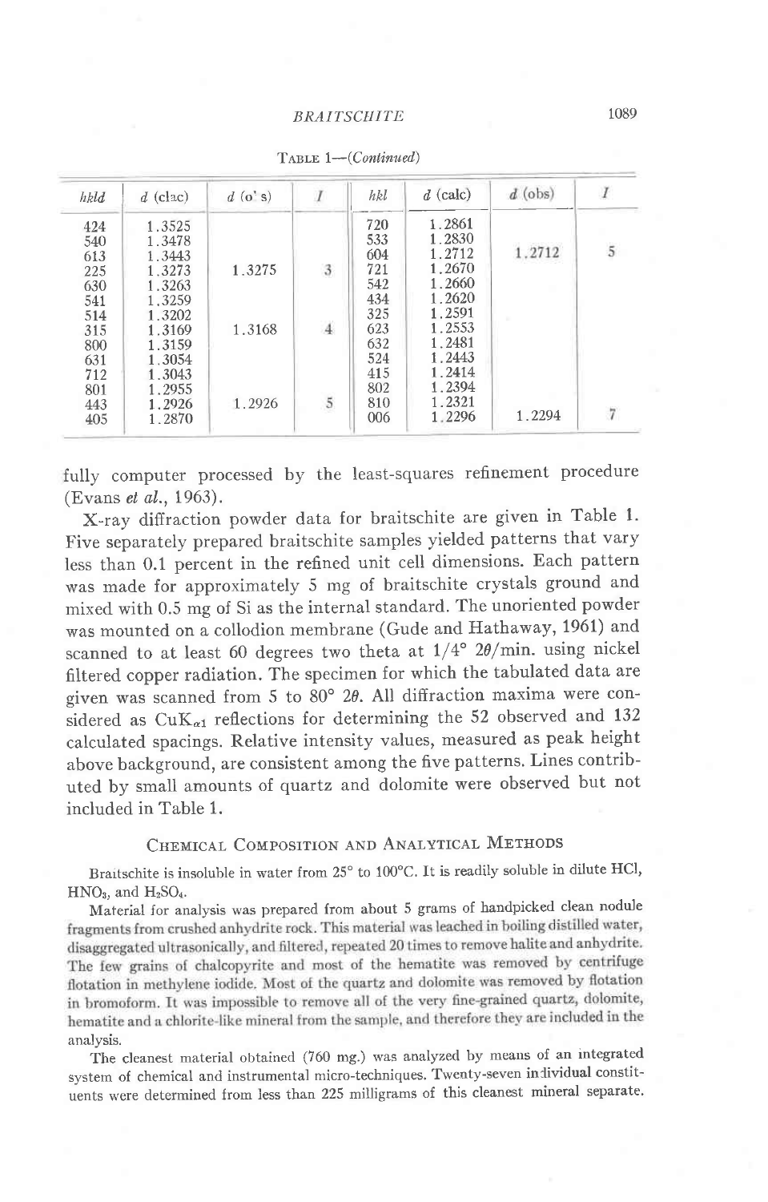TABLE 1—(*Continued*)

| hkld | d (clac) | d (o' s) | I | hkl | d (calc) | d (obs) | I |
|---|---|---|---|---|---|---|---|
| 424 | 1.3525 | | | 720 | 1.2861 | | |
| 540 | 1.3478 | | | 533 | 1.2830 | | |
| 613 | 1.3443 | | | 604 | 1.2712 | 1.2712 | 5 |
| 225 | 1.3273 | 1.3275 | 3 | 721 | 1.2670 | | |
| 630 | 1.3263 | | | 542 | 1.2660 | | |
| 541 | 1.3259 | | | 434 | 1.2620 | | |
| 514 | 1.3202 | | | 325 | 1.2591 | | |
| 315 | 1.3169 | 1.3168 | 4 | 623 | 1.2553 | | |
| 800 | 1.3159 | | | 632 | 1.2481 | | |
| 631 | 1.3054 | | | 524 | 1.2443 | | |
| 712 | 1.3043 | | | 415 | 1.2414 | | |
| 801 | 1.2955 | | | 802 | 1.2394 | | |
| 443 | 1.2926 | 1.2926 | 5 | 810 | 1.2321 | | |
| 405 | 1.2870 | | | 006 | 1.2296 | 1.2294 | 7 |

fully computer processed by the least-squares refinement procedure (Evans *et al.*, 1963).

X-ray diffraction powder data for braitschite are given in Table 1. Five separately prepared braitschite samples yielded patterns that vary less than 0.1 percent in the refined unit cell dimensions. Each pattern was made for approximately 5 mg of braitschite crystals ground and mixed with 0.5 mg of Si as the internal standard. The unoriented powder was mounted on a collodion membrane (Gude and Hathaway, 1961) and scanned to at least 60 degrees two theta at $1/4° \, 2\theta$/min. using nickel filtered copper radiation. The specimen for which the tabulated data are given was scanned from 5 to 80° $2\theta$. All diffraction maxima were considered as $CuK_{\alpha 1}$ reflections for determining the 52 observed and 132 calculated spacings. Relative intensity values, measured as peak height above background, are consistent among the five patterns. Lines contributed by small amounts of quartz and dolomite were observed but not included in Table 1.

## Chemical Composition and Analytical Methods

Braitschite is insoluble in water from 25° to 100°C. It is readily soluble in dilute HCl, $HNO_3$, and $H_2SO_4$.

Material for analysis was prepared from about 5 grams of handpicked clean nodule fragments from crushed anhydrite rock. This material was leached in boiling distilled water, disaggregated ultrasonically, and filtered, repeated 20 times to remove halite and anhydrite. The few grains of chalcopyrite and most of the hematite was removed by centrifuge flotation in methylene iodide. Most of the quartz and dolomite was removed by flotation in bromoform. It was impossible to remove all of the very fine-grained quartz, dolomite, hematite and a chlorite-like mineral from the sample, and therefore they are included in the analysis.

The cleanest material obtained (760 mg.) was analyzed by means of an integrated system of chemical and instrumental micro-techniques. Twenty-seven individual constituents were determined from less than 225 milligrams of this cleanest mineral separate.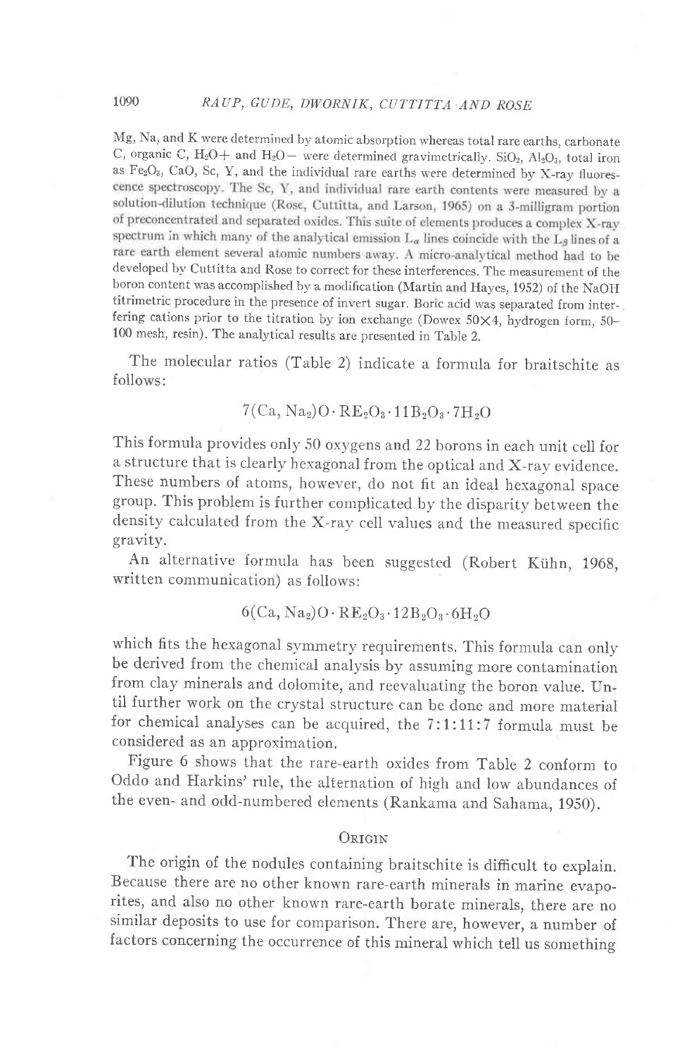Mg, Na, and K were determined by atomic absorption whereas total rare earths, carbonate C, organic C, $H_2O+$ and $H_2O-$ were determined gravimetrically. $SiO_2$, $Al_2O_3$, total iron as $Fe_2O_3$, CaO, Sc, Y, and the individual rare earths were determined by X-ray fluorescence spectroscopy. The Sc, Y, and individual rare earth contents were measured by a solution-dilution technique (Rose, Cuttitta, and Larson, 1965) on a 3-milligram portion of preconcentrated and separated oxides. This suite of elements produces a complex X-ray spectrum in which many of the analytical emission $L_\alpha$ lines coincide with the $L_\beta$ lines of a rare earth element several atomic numbers away. A micro-analytical method had to be developed by Cuttitta and Rose to correct for these interferences. The measurement of the boron content was accomplished by a modification (Martin and Hayes, 1952) of the NaOH titrimetric procedure in the presence of invert sugar. Boric acid was separated from interfering cations prior to the titration by ion exchange (Dowex 50×4, hydrogen form, 50–100 mesh, resin). The analytical results are presented in Table 2.

The molecular ratios (Table 2) indicate a formula for braitschite as follows:

$$7(Ca, Na_2)O \cdot RE_2O_3 \cdot 11B_2O_3 \cdot 7H_2O$$

This formula provides only 50 oxygens and 22 borons in each unit cell for a structure that is clearly hexagonal from the optical and X-ray evidence. These numbers of atoms, however, do not fit an ideal hexagonal space group. This problem is further complicated by the disparity between the density calculated from the X-ray cell values and the measured specific gravity.

An alternative formula has been suggested (Robert Kühn, 1968, written communication) as follows:

$$6(Ca, Na_2)O \cdot RE_2O_3 \cdot 12B_2O_3 \cdot 6H_2O$$

which fits the hexagonal symmetry requirements. This formula can only be derived from the chemical analysis by assuming more contamination from clay minerals and dolomite, and reevaluating the boron value. Until further work on the crystal structure can be done and more material for chemical analyses can be acquired, the 7:1:11:7 formula must be considered as an approximation.

Figure 6 shows that the rare-earth oxides from Table 2 conform to Oddo and Harkins' rule, the alternation of high and low abundances of the even- and odd-numbered elements (Rankama and Sahama, 1950).

## Origin

The origin of the nodules containing braitschite is difficult to explain. Because there are no other known rare-earth minerals in marine evaporites, and also no other known rare-earth borate minerals, there are no similar deposits to use for comparison. There are, however, a number of factors concerning the occurrence of this mineral which tell us something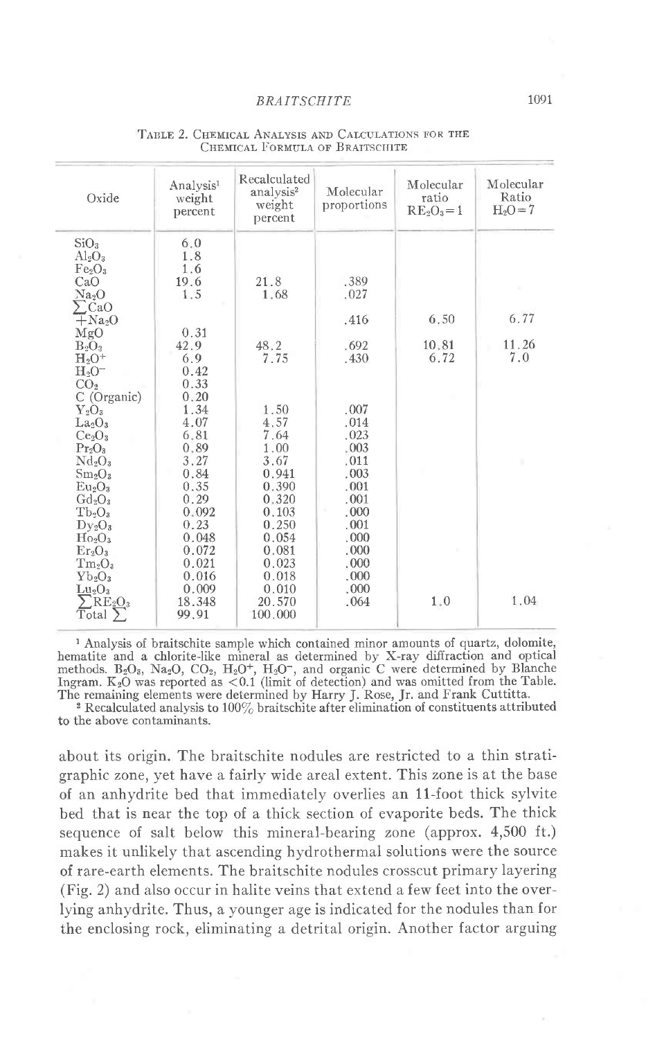TABLE 2. CHEMICAL ANALYSIS AND CALCULATIONS FOR THE CHEMICAL FORMULA OF BRAITSCHITE

| Oxide | Analysis[1] weight percent | Recalculated analysis[2] weight percent | Molecular proportions | Molecular ratio $RE_2O_3=1$ | Molecular Ratio $H_2O=7$ |
|---|---|---|---|---|---|
| $SiO_2$ | 6.0 | | | | |
| $Al_2O_3$ | 1.8 | | | | |
| $Fe_2O_3$ | 1.6 | | | | |
| CaO | 19.6 | 21.8 | .389 | | |
| $Na_2O$ | 1.5 | 1.68 | .027 | | |
| $\sum CaO + Na_2O$ | | | .416 | 6.50 | 6.77 |
| MgO | 0.31 | | | | |
| $B_2O_3$ | 42.9 | 48.2 | .692 | 10.81 | 11.26 |
| $H_2O^+$ | 6.9 | 7.75 | .430 | 6.72 | 7.0 |
| $H_2O^-$ | 0.42 | | | | |
| $CO_2$ | 0.33 | | | | |
| C (Organic) | 0.20 | | | | |
| $Y_2O_3$ | 1.34 | 1.50 | .007 | | |
| $La_2O_3$ | 4.07 | 4.57 | .014 | | |
| $Ce_2O_3$ | 6.81 | 7.64 | .023 | | |
| $Pr_2O_3$ | 0.89 | 1.00 | .003 | | |
| $Nd_2O_3$ | 3.27 | 3.67 | .011 | | |
| $Sm_2O_3$ | 0.84 | 0.941 | .003 | | |
| $Eu_2O_3$ | 0.35 | 0.390 | .001 | | |
| $Gd_2O_3$ | 0.29 | 0.320 | .001 | | |
| $Tb_2O_3$ | 0.092 | 0.103 | .000 | | |
| $Dy_2O_3$ | 0.23 | 0.250 | .001 | | |
| $Ho_2O_3$ | 0.048 | 0.054 | .000 | | |
| $Er_2O_3$ | 0.072 | 0.081 | .000 | | |
| $Tm_2O_3$ | 0.021 | 0.023 | .000 | | |
| $Yb_2O_3$ | 0.016 | 0.018 | .000 | | |
| $Lu_2O_3$ | 0.009 | 0.010 | .000 | | |
| $\sum RE_2O_3$ | 18.348 | 20.570 | .064 | 1.0 | 1.04 |
| Total $\sum$ | 99.91 | 100.000 | | | |

[1] Analysis of braitschite sample which contained minor amounts of quartz, dolomite, hematite and a chlorite-like mineral as determined by X-ray diffraction and optical methods. $B_2O_3$, $Na_2O$, $CO_2$, $H_2O^+$, $H_2O^-$, and organic C were determined by Blanche Ingram. $K_2O$ was reported as <0.1 (limit of detection) and was omitted from the Table. The remaining elements were determined by Harry J. Rose, Jr. and Frank Cuttitta.

[2] Recalculated analysis to 100% braitschite after elimination of constituents attributed to the above contaminants.

about its origin. The braitschite nodules are restricted to a thin stratigraphic zone, yet have a fairly wide areal extent. This zone is at the base of an anhydrite bed that immediately overlies an 11-foot thick sylvite bed that is near the top of a thick section of evaporite beds. The thick sequence of salt below this mineral-bearing zone (approx. 4,500 ft.) makes it unlikely that ascending hydrothermal solutions were the source of rare-earth elements. The braitschite nodules crosscut primary layering (Fig. 2) and also occur in halite veins that extend a few feet into the overlying anhydrite. Thus, a younger age is indicated for the nodules than for the enclosing rock, eliminating a detrital origin. Another factor arguing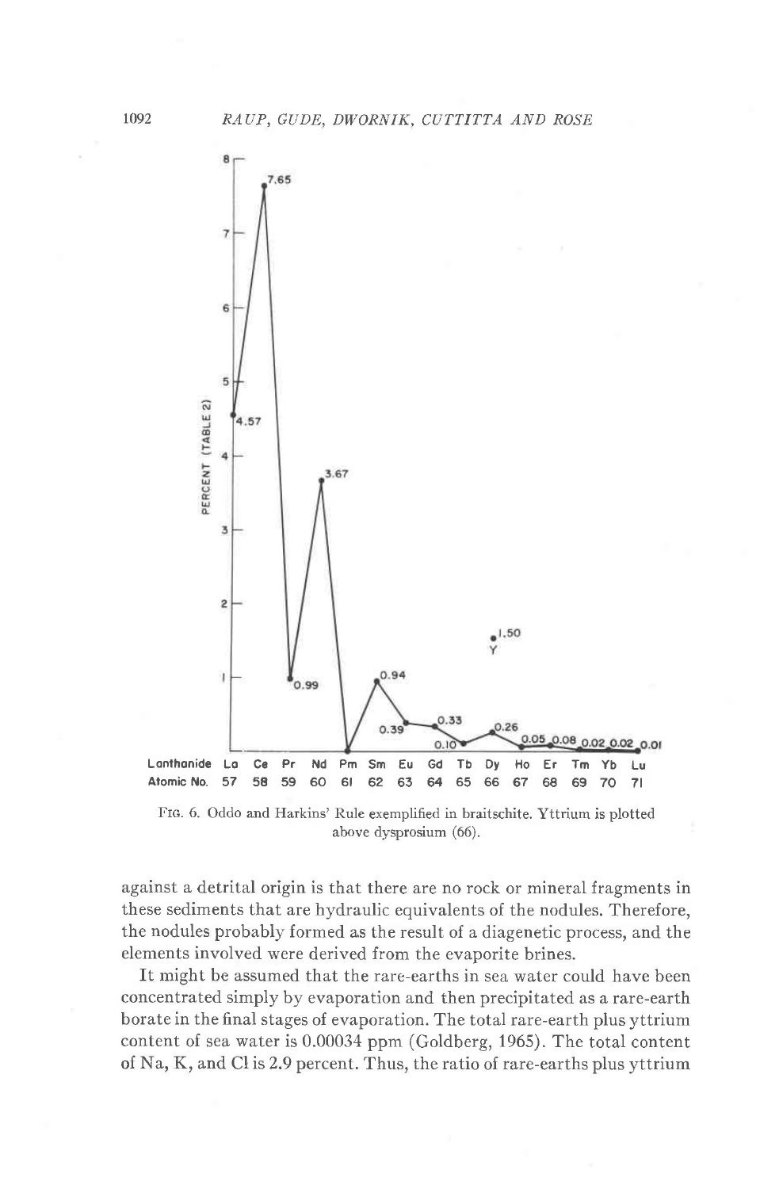FIG. 6. Oddo and Harkins' Rule exemplified in braitschite. Yttrium is plotted above dysprosium (66).

against a detrital origin is that there are no rock or mineral fragments in these sediments that are hydraulic equivalents of the nodules. Therefore, the nodules probably formed as the result of a diagenetic process, and the elements involved were derived from the evaporite brines.

It might be assumed that the rare-earths in sea water could have been concentrated simply by evaporation and then precipitated as a rare-earth borate in the final stages of evaporation. The total rare-earth plus yttrium content of sea water is 0.00034 ppm (Goldberg, 1965). The total content of Na, K, and Cl is 2.9 percent. Thus, the ratio of rare-earths plus yttrium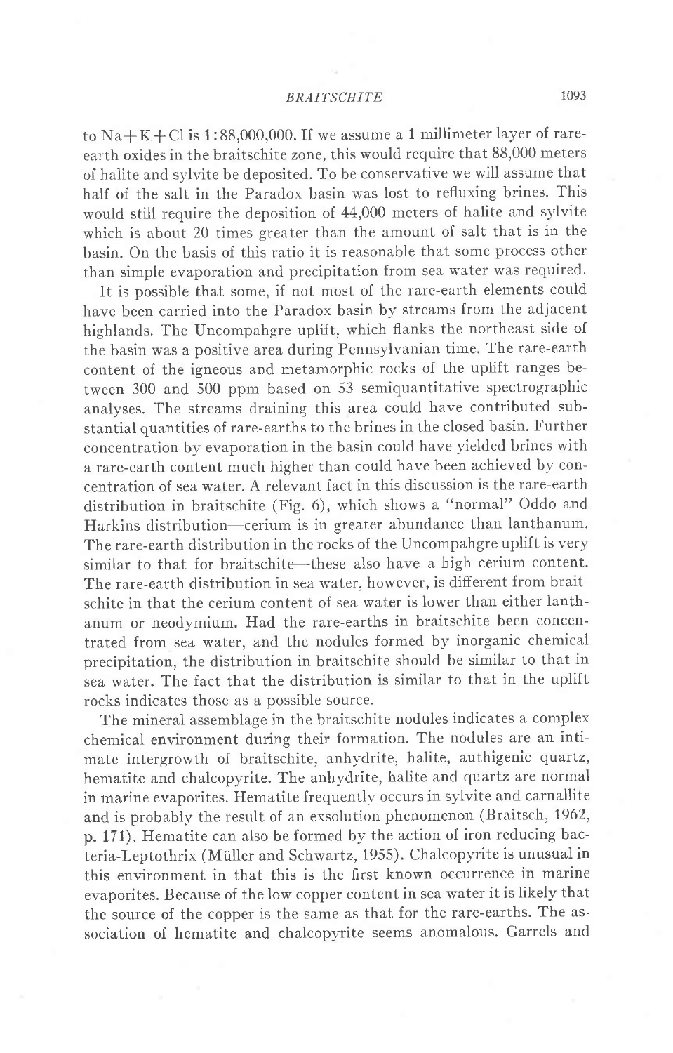to Na+K+Cl is 1:88,000,000. If we assume a 1 millimeter layer of rare-earth oxides in the braitschite zone, this would require that 88,000 meters of halite and sylvite be deposited. To be conservative we will assume that half of the salt in the Paradox basin was lost to refluxing brines. This would still require the deposition of 44,000 meters of halite and sylvite which is about 20 times greater than the amount of salt that is in the basin. On the basis of this ratio it is reasonable that some process other than simple evaporation and precipitation from sea water was required.

It is possible that some, if not most of the rare-earth elements could have been carried into the Paradox basin by streams from the adjacent highlands. The Uncompahgre uplift, which flanks the northeast side of the basin was a positive area during Pennsylvanian time. The rare-earth content of the igneous and metamorphic rocks of the uplift ranges between 300 and 500 ppm based on 53 semiquantitative spectrographic analyses. The streams draining this area could have contributed substantial quantities of rare-earths to the brines in the closed basin. Further concentration by evaporation in the basin could have yielded brines with a rare-earth content much higher than could have been achieved by concentration of sea water. A relevant fact in this discussion is the rare-earth distribution in braitschite (Fig. 6), which shows a "normal" Oddo and Harkins distribution—cerium is in greater abundance than lanthanum. The rare-earth distribution in the rocks of the Uncompahgre uplift is very similar to that for braitschite—these also have a high cerium content. The rare-earth distribution in sea water, however, is different from braitschite in that the cerium content of sea water is lower than either lanthanum or neodymium. Had the rare-earths in braitschite been concentrated from sea water, and the nodules formed by inorganic chemical precipitation, the distribution in braitschite should be similar to that in sea water. The fact that the distribution is similar to that in the uplift rocks indicates those as a possible source.

The mineral assemblage in the braitschite nodules indicates a complex chemical environment during their formation. The nodules are an intimate intergrowth of braitschite, anhydrite, halite, authigenic quartz, hematite and chalcopyrite. The anhydrite, halite and quartz are normal in marine evaporites. Hematite frequently occurs in sylvite and carnallite and is probably the result of an exsolution phenomenon (Braitsch, 1962, p. 171). Hematite can also be formed by the action of iron reducing bacteria-Leptothrix (Müller and Schwartz, 1955). Chalcopyrite is unusual in this environment in that this is the first known occurrence in marine evaporites. Because of the low copper content in sea water it is likely that the source of the copper is the same as that for the rare-earths. The association of hematite and chalcopyrite seems anomalous. Garrels and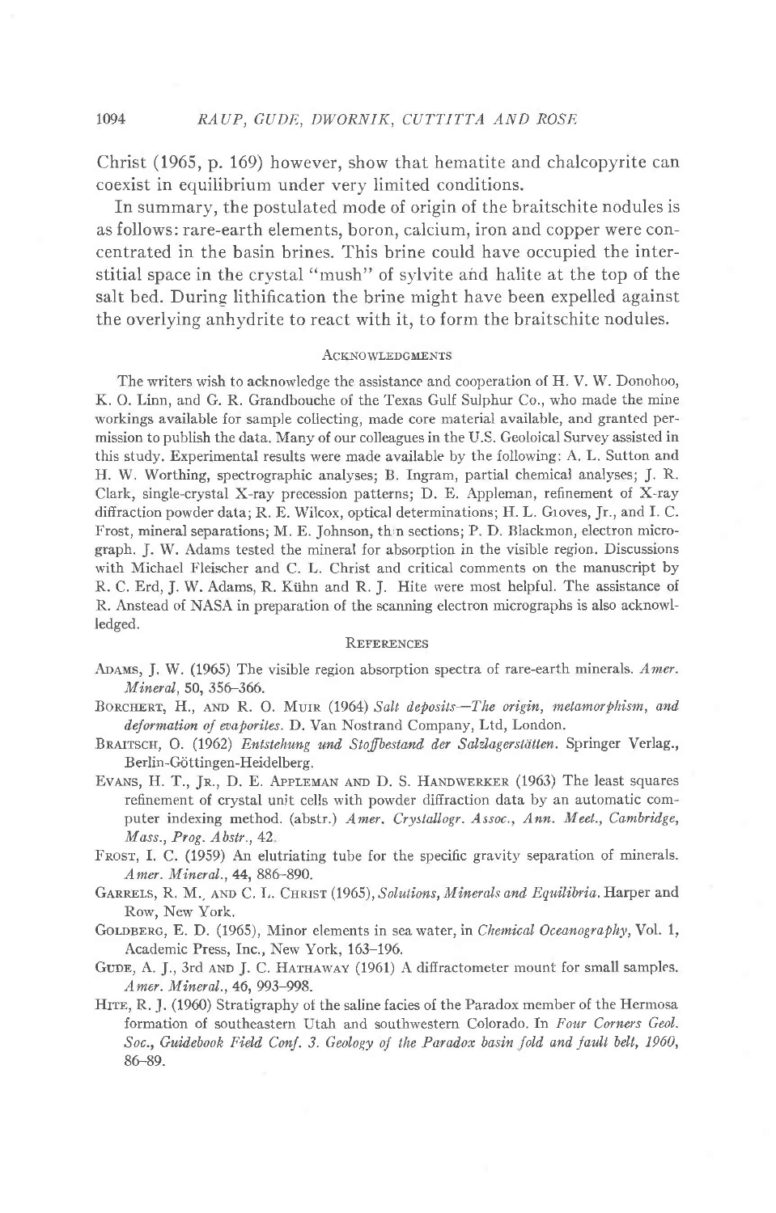Christ (1965, p. 169) however, show that hematite and chalcopyrite can coexist in equilibrium under very limited conditions.

In summary, the postulated mode of origin of the braitschite nodules is as follows: rare-earth elements, boron, calcium, iron and copper were concentrated in the basin brines. This brine could have occupied the interstitial space in the crystal "mush" of sylvite and halite at the top of the salt bed. During lithification the brine might have been expelled against the overlying anhydrite to react with it, to form the braitschite nodules.

## Acknowledgments

The writers wish to acknowledge the assistance and cooperation of H. V. W. Donohoo, K. O. Linn, and G. R. Grandbouche of the Texas Gulf Sulphur Co., who made the mine workings available for sample collecting, made core material available, and granted permission to publish the data. Many of our colleagues in the U.S. Geoloical Survey assisted in this study. Experimental results were made available by the following: A. L. Sutton and H. W. Worthing, spectrographic analyses; B. Ingram, partial chemical analyses; J. R. Clark, single-crystal X-ray precession patterns; D. E. Appleman, refinement of X-ray diffraction powder data; R. E. Wilcox, optical determinations; H. L. Gioves, Jr., and I. C. Frost, mineral separations; M. E. Johnson, thin sections; P. D. Blackmon, electron micrograph. J. W. Adams tested the mineral for absorption in the visible region. Discussions with Michael Fleischer and C. L. Christ and critical comments on the manuscript by R. C. Erd, J. W. Adams, R. Kühn and R. J. Hite were most helpful. The assistance of R. Anstead of NASA in preparation of the scanning electron micrographs is also acknowledged.

## References

Adams, J. W. (1965) The visible region absorption spectra of rare-earth minerals. *Amer. Mineral*, 50, 356–366.

Borchert, H., and R. O. Muir (1964) *Salt deposits—The origin, metamorphism, and deformation of evaporites*. D. Van Nostrand Company, Ltd, London.

Braitsch, O. (1962) *Entstehung und Stoffbestand der Salzlagerstätten*. Springer Verlag., Berlin-Göttingen-Heidelberg.

Evans, H. T., Jr., D. E. Appleman and D. S. Handwerker (1963) The least squares refinement of crystal unit cells with powder diffraction data by an automatic computer indexing method. (abstr.) *Amer. Crystallogr. Assoc., Ann. Meet., Cambridge, Mass., Prog. Abstr.*, 42.

Frost, I. C. (1959) An elutriating tube for the specific gravity separation of minerals. *Amer. Mineral.*, 44, 886–890.

Garrels, R. M., and C. L. Christ (1965), *Solutions, Minerals and Equilibria*. Harper and Row, New York.

Goldberg, E. D. (1965), Minor elements in sea water, in *Chemical Oceanography*, Vol. 1, Academic Press, Inc., New York, 163–196.

Gude, A. J., 3rd and J. C. Hathaway (1961) A diffractometer mount for small samples. *Amer. Mineral.*, 46, 993–998.

Hite, R. J. (1960) Stratigraphy of the saline facies of the Paradox member of the Hermosa formation of southeastern Utah and southwestern Colorado. In *Four Corners Geol. Soc., Guidebook Field Conf. 3. Geology of the Paradox basin fold and fault belt, 1960*, 86–89.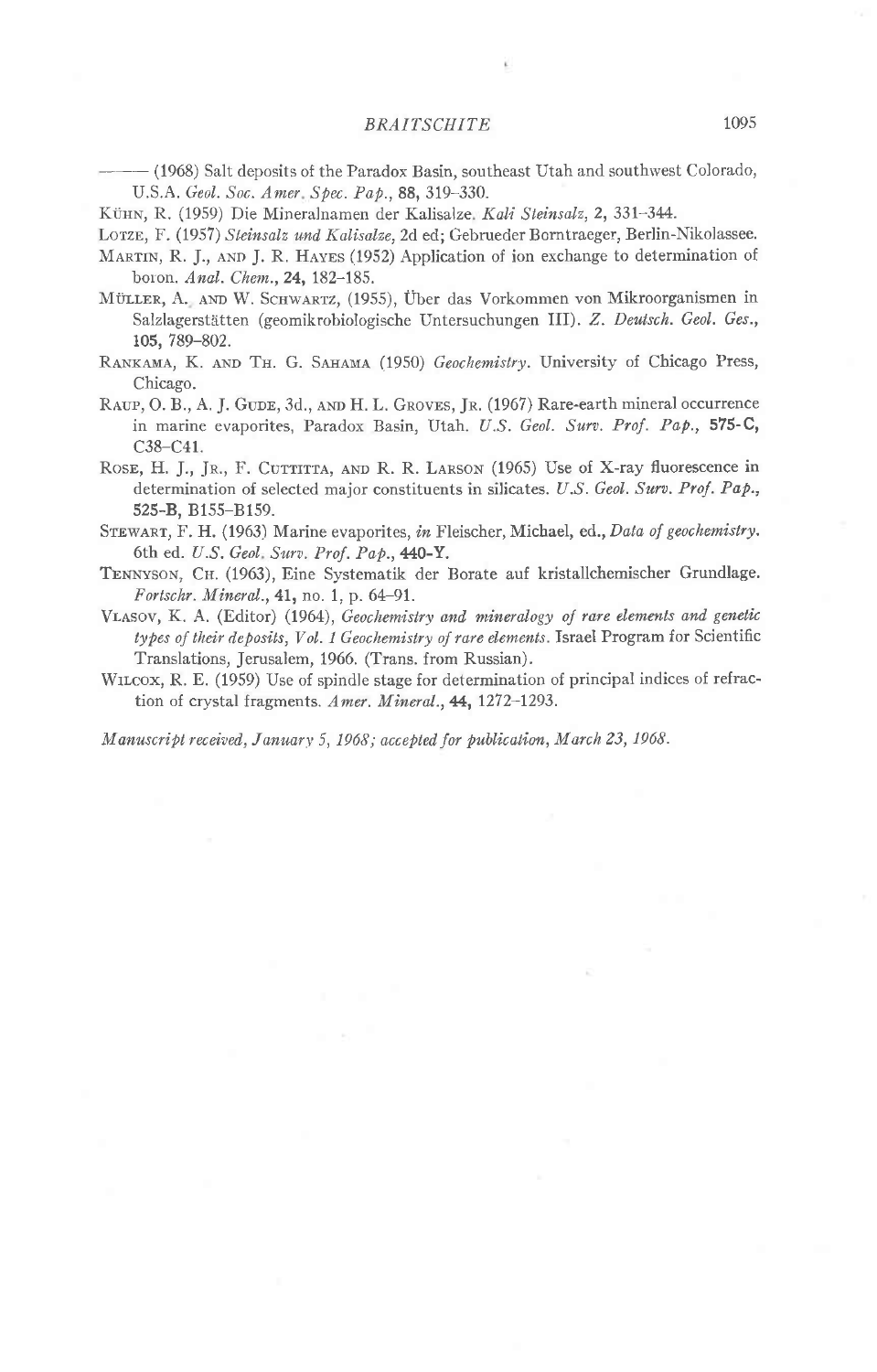——— (1968) Salt deposits of the Paradox Basin, southeast Utah and southwest Colorado, U.S.A. *Geol. Soc. Amer. Spec. Pap.*, **88,** 319–330.

Kühn, R. (1959) Die Mineralnamen der Kalisalze. *Kali Steinsalz*, **2,** 331–344.

Lotze, F. (1957) *Steinsalz und Kalisalze*, 2d ed; Gebrueder Borntraeger, Berlin-Nikolassee.

Martin, R. J., and J. R. Hayes (1952) Application of ion exchange to determination of boron. *Anal. Chem.*, **24,** 182–185.

Müller, A. and W. Schwartz, (1955), Über das Vorkommen von Mikroorganismen in Salzlagerstätten (geomikrobiologische Untersuchungen III). *Z. Deutsch. Geol. Ges.*, **105,** 789–802.

Rankama, K. and Th. G. Sahama (1950) *Geochemistry*. University of Chicago Press, Chicago.

Raup, O. B., A. J. Gude, 3d., and H. L. Groves, Jr. (1967) Rare-earth mineral occurrence in marine evaporites, Paradox Basin, Utah. *U.S. Geol. Surv. Prof. Pap.*, **575-C,** C38–C41.

Rose, H. J., Jr., F. Cuttitta, and R. R. Larson (1965) Use of X-ray fluorescence in determination of selected major constituents in silicates. *U.S. Geol. Surv. Prof. Pap.*, **525-B,** B155–B159.

Stewart, F. H. (1963) Marine evaporites, *in* Fleischer, Michael, ed., *Data of geochemistry*. 6th ed. *U.S. Geol. Surv. Prof. Pap.*, **440-Y.**

Tennyson, Ch. (1963), Eine Systematik der Borate auf kristallchemischer Grundlage. *Fortschr. Mineral.*, **41,** no. 1, p. 64–91.

Vlasov, K. A. (Editor) (1964), *Geochemistry and mineralogy of rare elements and genetic types of their deposits, Vol. 1 Geochemistry of rare elements*. Israel Program for Scientific Translations, Jerusalem, 1966. (Trans. from Russian).

Wilcox, R. E. (1959) Use of spindle stage for determination of principal indices of refraction of crystal fragments. *Amer. Mineral.*, **44,** 1272–1293.

*Manuscript received, January 5, 1968; accepted for publication, March 23, 1968.*